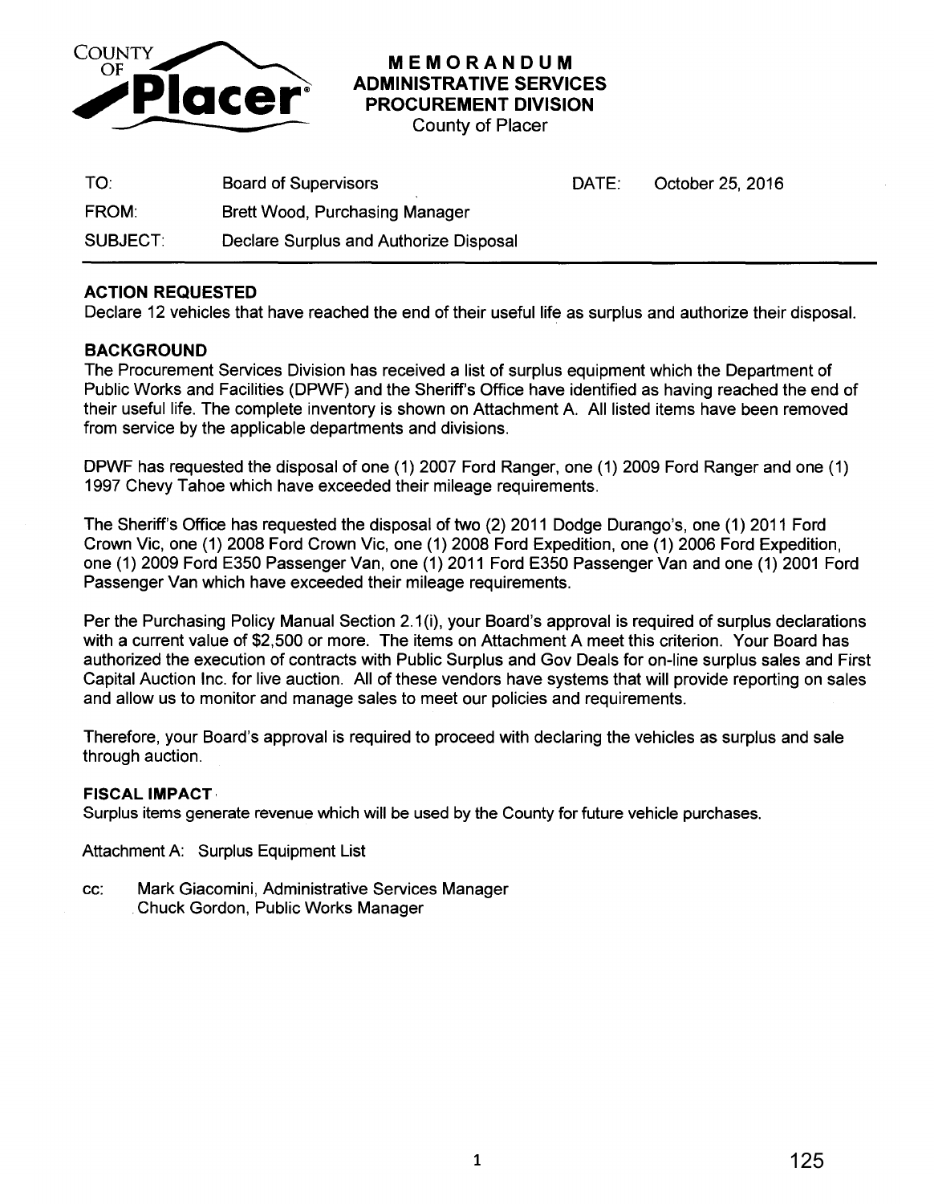COUNTY OF Placer

# MEMORANDUM
## ADMINISTRATIVE SERVICES
## PROCUREMENT DIVISION
County of Placer

| | | | |
|---|---|---|---|
| TO: | Board of Supervisors | DATE: | October 25, 2016 |
| FROM: | Brett Wood, Purchasing Manager | | |
| SUBJECT: | Declare Surplus and Authorize Disposal | | |

**ACTION REQUESTED**

Declare 12 vehicles that have reached the end of their useful life as surplus and authorize their disposal.

**BACKGROUND**

The Procurement Services Division has received a list of surplus equipment which the Department of Public Works and Facilities (DPWF) and the Sheriff's Office have identified as having reached the end of their useful life. The complete inventory is shown on Attachment A. All listed items have been removed from service by the applicable departments and divisions.

DPWF has requested the disposal of one (1) 2007 Ford Ranger, one (1) 2009 Ford Ranger and one (1) 1997 Chevy Tahoe which have exceeded their mileage requirements.

The Sheriff's Office has requested the disposal of two (2) 2011 Dodge Durango's, one (1) 2011 Ford Crown Vic, one (1) 2008 Ford Crown Vic, one (1) 2008 Ford Expedition, one (1) 2006 Ford Expedition, one (1) 2009 Ford E350 Passenger Van, one (1) 2011 Ford E350 Passenger Van and one (1) 2001 Ford Passenger Van which have exceeded their mileage requirements.

Per the Purchasing Policy Manual Section 2.1(i), your Board's approval is required of surplus declarations with a current value of $2,500 or more. The items on Attachment A meet this criterion. Your Board has authorized the execution of contracts with Public Surplus and Gov Deals for on-line surplus sales and First Capital Auction Inc. for live auction. All of these vendors have systems that will provide reporting on sales and allow us to monitor and manage sales to meet our policies and requirements.

Therefore, your Board's approval is required to proceed with declaring the vehicles as surplus and sale through auction.

**FISCAL IMPACT**

Surplus items generate revenue which will be used by the County for future vehicle purchases.

Attachment A: Surplus Equipment List

cc: Mark Giacomini, Administrative Services Manager
Chuck Gordon, Public Works Manager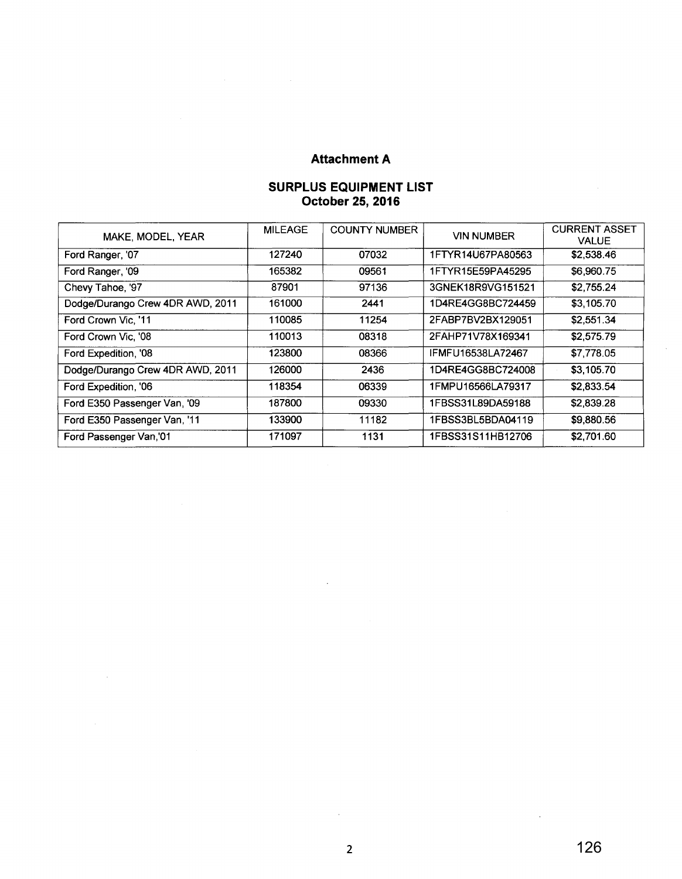## Attachment A

### SURPLUS EQUIPMENT LIST
### October 25, 2016

| MAKE, MODEL, YEAR | MILEAGE | COUNTY NUMBER | VIN NUMBER | CURRENT ASSET VALUE |
|---|---|---|---|---|
| Ford Ranger, '07 | 127240 | 07032 | 1FTYR14U67PA80563 | $2,538.46 |
| Ford Ranger, '09 | 165382 | 09561 | 1FTYR15E59PA45295 | $6,960.75 |
| Chevy Tahoe, '97 | 87901 | 97136 | 3GNEK18R9VG151521 | $2,755.24 |
| Dodge/Durango Crew 4DR AWD, 2011 | 161000 | 2441 | 1D4RE4GG8BC724459 | $3,105.70 |
| Ford Crown Vic, '11 | 110085 | 11254 | 2FABP7BV2BX129051 | $2,551.34 |
| Ford Crown Vic, '08 | 110013 | 08318 | 2FAHP71V78X169341 | $2,575.79 |
| Ford Expedition, '08 | 123800 | 08366 | IFMFU16538LA72467 | $7,778.05 |
| Dodge/Durango Crew 4DR AWD, 2011 | 126000 | 2436 | 1D4RE4GG8BC724008 | $3,105.70 |
| Ford Expedition, '06 | 118354 | 06339 | 1FMPU16566LA79317 | $2,833.54 |
| Ford E350 Passenger Van, '09 | 187800 | 09330 | 1FBSS31L89DA59188 | $2,839.28 |
| Ford E350 Passenger Van, '11 | 133900 | 11182 | 1FBSS3BL5BDA04119 | $9,880.56 |
| Ford Passenger Van,'01 | 171097 | 1131 | 1FBSS31S11HB12706 | $2,701.60 |